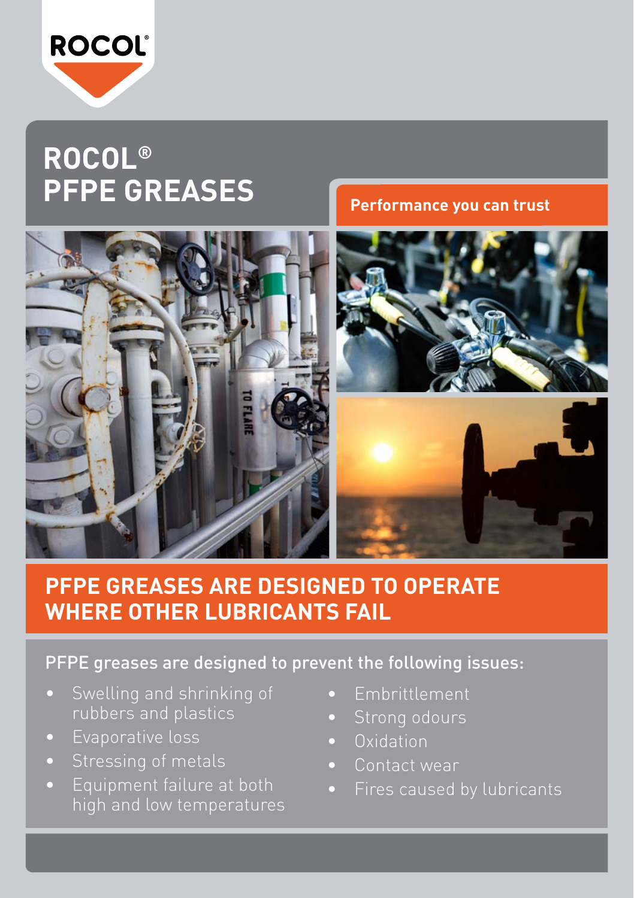ROCOL®

# ROCOL® PFPE GREASES

**Performance you can trust**

## PFPE GREASES ARE DESIGNED TO OPERATE WHERE OTHER LUBRICANTS FAIL

PFPE greases are designed to prevent the following issues:

- Swelling and shrinking of rubbers and plastics
- Evaporative loss
- Stressing of metals
- Equipment failure at both high and low temperatures
- Embrittlement
- Strong odours
- Oxidation
- Contact wear
- Fires caused by lubricants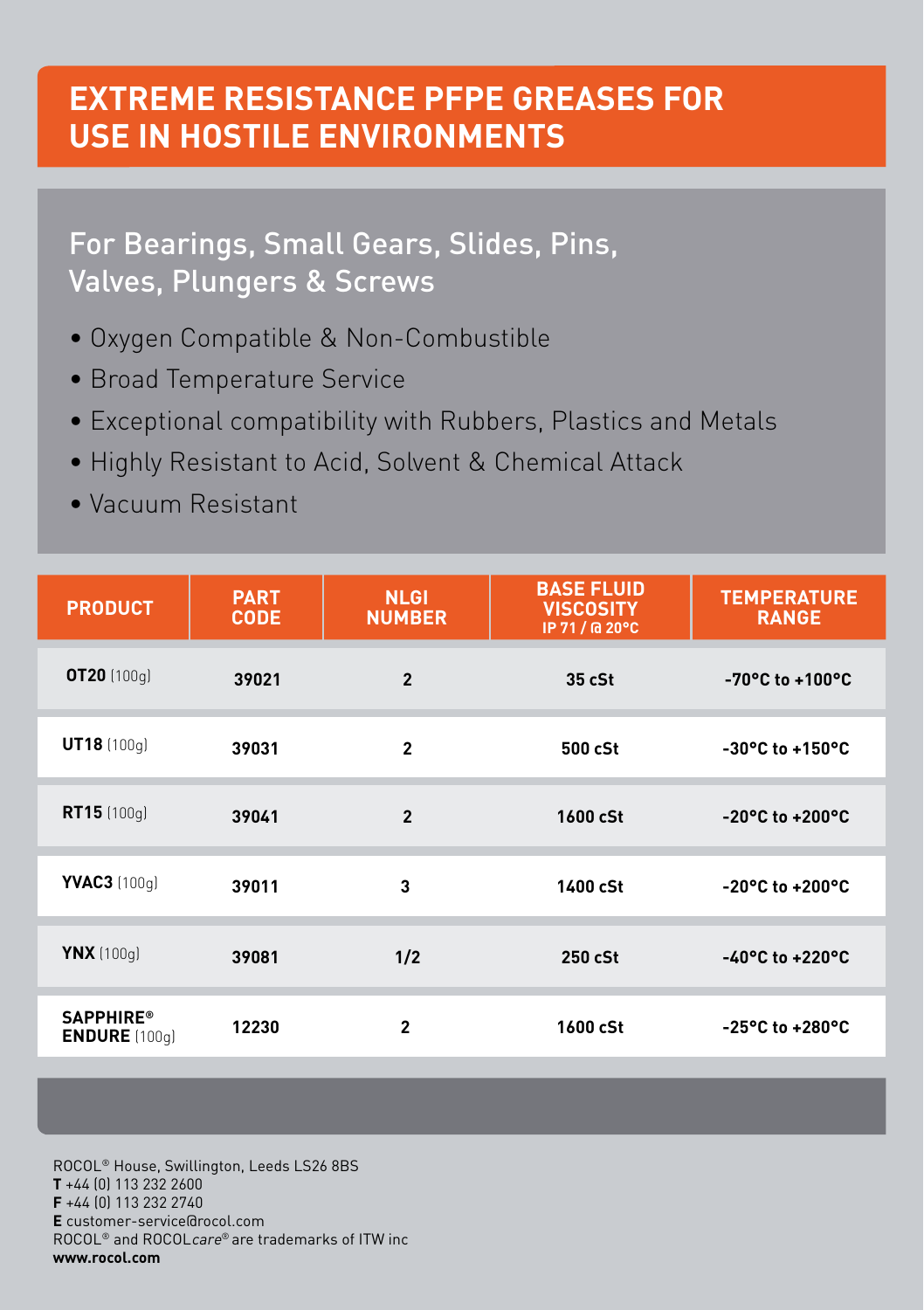# EXTREME RESISTANCE PFPE GREASES FOR USE IN HOSTILE ENVIRONMENTS

## For Bearings, Small Gears, Slides, Pins, Valves, Plungers & Screws

- Oxygen Compatible & Non-Combustible
- Broad Temperature Service
- Exceptional compatibility with Rubbers, Plastics and Metals
- Highly Resistant to Acid, Solvent & Chemical Attack
- Vacuum Resistant

| PRODUCT | PART CODE | NLGI NUMBER | BASE FLUID VISCOSITY IP 71 / @ 20°C | TEMPERATURE RANGE |
|---|---|---|---|---|
| **OT20** (100g) | 39021 | 2 | 35 cSt | -70°C to +100°C |
| **UT18** (100g) | 39031 | 2 | 500 cSt | -30°C to +150°C |
| **RT15** (100g) | 39041 | 2 | 1600 cSt | -20°C to +200°C |
| **YVAC3** (100g) | 39011 | 3 | 1400 cSt | -20°C to +200°C |
| **YNX** (100g) | 39081 | 1/2 | 250 cSt | -40°C to +220°C |
| **SAPPHIRE® ENDURE** (100g) | 12230 | 2 | 1600 cSt | -25°C to +280°C |

ROCOL® House, Swillington, Leeds LS26 8BS
**T** +44 (0) 113 232 2600
**F** +44 (0) 113 232 2740
**E** customer-service@rocol.com
ROCOL® and ROCOL*care*® are trademarks of ITW inc
**www.rocol.com**